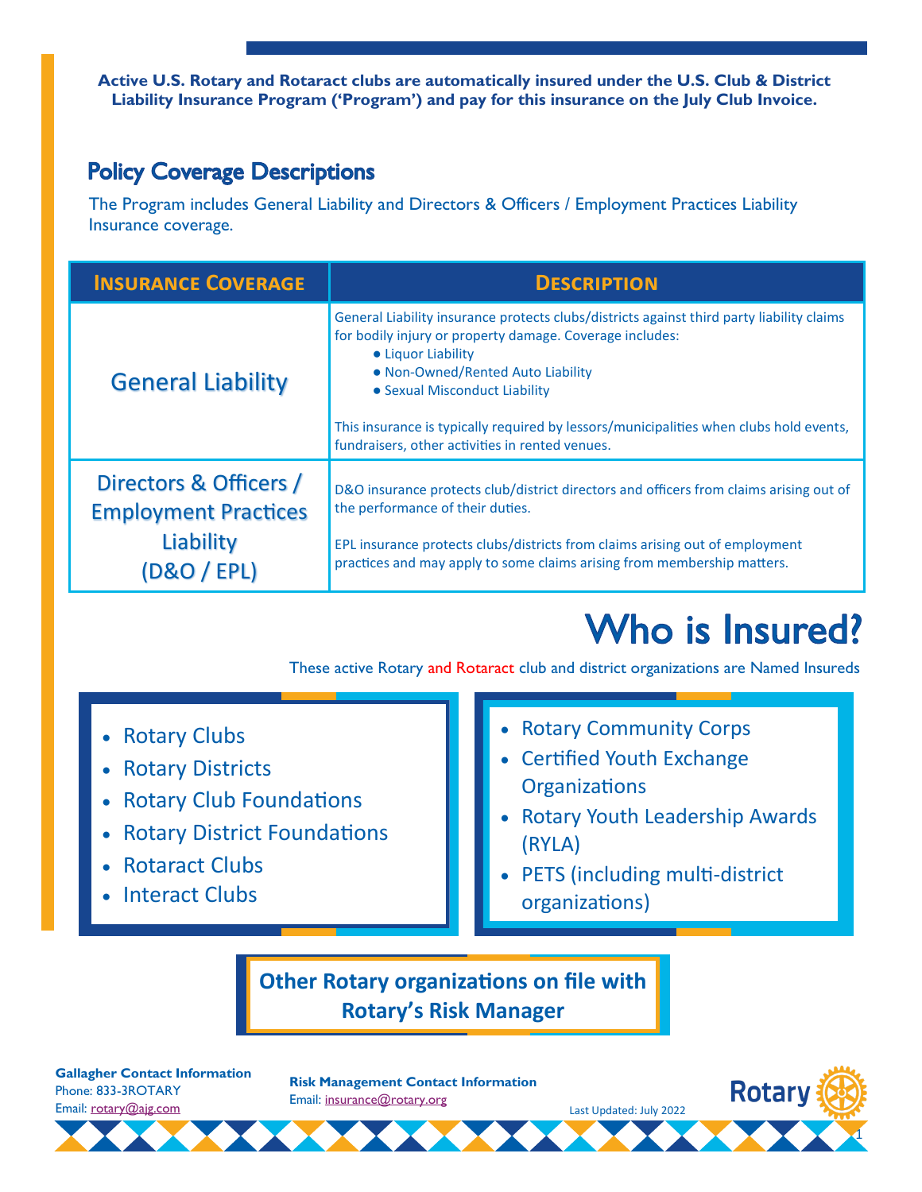**Active U.S. Rotary and Rotaract clubs are automatically insured under the U.S. Club & District Liability Insurance Program ('Program') and pay for this insurance on the July Club Invoice.**

## Policy Coverage Descriptions

The Program includes General Liability and Directors & Officers / Employment Practices Liability Insurance coverage.

| Insurance Coverage | Description |
|---|---|
| General Liability | General Liability insurance protects clubs/districts against third party liability claims for bodily injury or property damage. Coverage includes:<br>• Liquor Liability<br>• Non-Owned/Rented Auto Liability<br>• Sexual Misconduct Liability<br><br>This insurance is typically required by lessors/municipalities when clubs hold events, fundraisers, other activities in rented venues. |
| Directors & Officers / Employment Practices Liability (D&O / EPL) | D&O insurance protects club/district directors and officers from claims arising out of the performance of their duties.<br><br>EPL insurance protects clubs/districts from claims arising out of employment practices and may apply to some claims arising from membership matters. |

# Who is Insured?

These active Rotary and Rotaract club and district organizations are Named Insureds

- Rotary Clubs
- Rotary Districts
- Rotary Club Foundations
- Rotary District Foundations
- Rotaract Clubs
- Interact Clubs
- Rotary Community Corps
- Certified Youth Exchange Organizations
- Rotary Youth Leadership Awards (RYLA)
- PETS (including multi-district organizations)

**Other Rotary organizations on file with Rotary's Risk Manager**

**Gallagher Contact Information**
Phone: 833-3ROTARY
Email: rotary@ajg.com

**Risk Management Contact Information**
Email: insurance@rotary.org

Last Updated: July 2022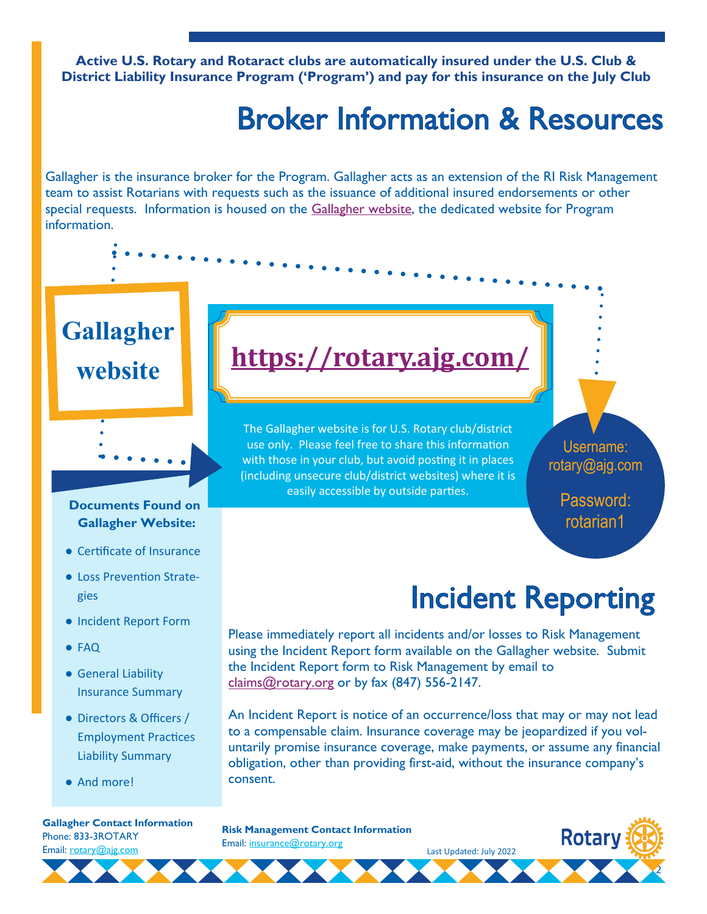**Active U.S. Rotary and Rotaract clubs are automatically insured under the U.S. Club & District Liability Insurance Program ('Program') and pay for this insurance on the July Club**

# Broker Information & Resources

Gallagher is the insurance broker for the Program. Gallagher acts as an extension of the RI Risk Management team to assist Rotarians with requests such as the issuance of additional insured endorsements or other special requests. Information is housed on the Gallagher website, the dedicated website for Program information.

**Gallagher website**

**https://rotary.ajg.com/**

The Gallagher website is for U.S. Rotary club/district use only. Please feel free to share this information with those in your club, but avoid posting it in places (including unsecure club/district websites) where it is easily accessible by outside parties.

Username: rotary@ajg.com

Password: rotarian1

**Documents Found on Gallagher Website:**

- Certificate of Insurance
- Loss Prevention Strategies
- Incident Report Form
- FAQ
- General Liability Insurance Summary
- Directors & Officers / Employment Practices Liability Summary
- And more!

# Incident Reporting

Please immediately report all incidents and/or losses to Risk Management using the Incident Report form available on the Gallagher website. Submit the Incident Report form to Risk Management by email to claims@rotary.org or by fax (847) 556-2147.

An Incident Report is notice of an occurrence/loss that may or may not lead to a compensable claim. Insurance coverage may be jeopardized if you voluntarily promise insurance coverage, make payments, or assume any financial obligation, other than providing first-aid, without the insurance company's consent.

**Gallagher Contact Information**
Phone: 833-3ROTARY
Email: rotary@ajg.com

**Risk Management Contact Information**
Email: insurance@rotary.org

Last Updated: July 2022

Rotary